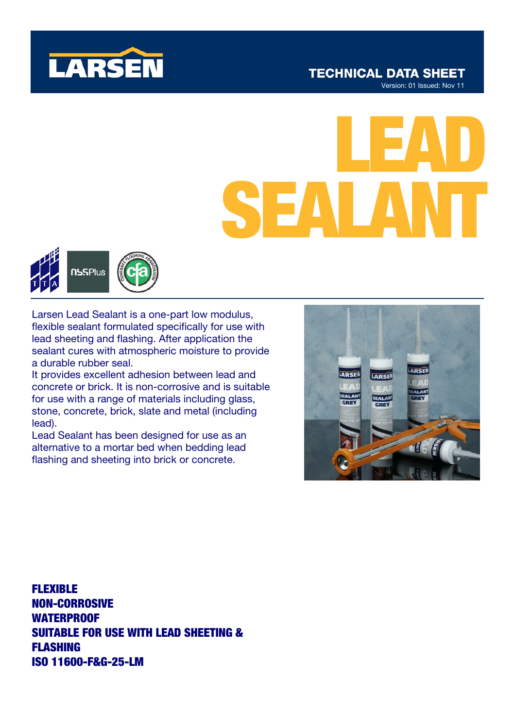# LARSEN

## TECHNICAL DATA SHEET

Version: 01 Issued: Nov 11

# LEAD SEALANT

Larsen Lead Sealant is a one-part low modulus, flexible sealant formulated specifically for use with lead sheeting and flashing. After application the sealant cures with atmospheric moisture to provide a durable rubber seal.

It provides excellent adhesion between lead and concrete or brick. It is non-corrosive and is suitable for use with a range of materials including glass, stone, concrete, brick, slate and metal (including lead).

Lead Sealant has been designed for use as an alternative to a mortar bed when bedding lead flashing and sheeting into brick or concrete.

**FLEXIBLE**
**NON-CORROSIVE**
**WATERPROOF**
**SUITABLE FOR USE WITH LEAD SHEETING & FLASHING**
**ISO 11600-F&G-25-LM**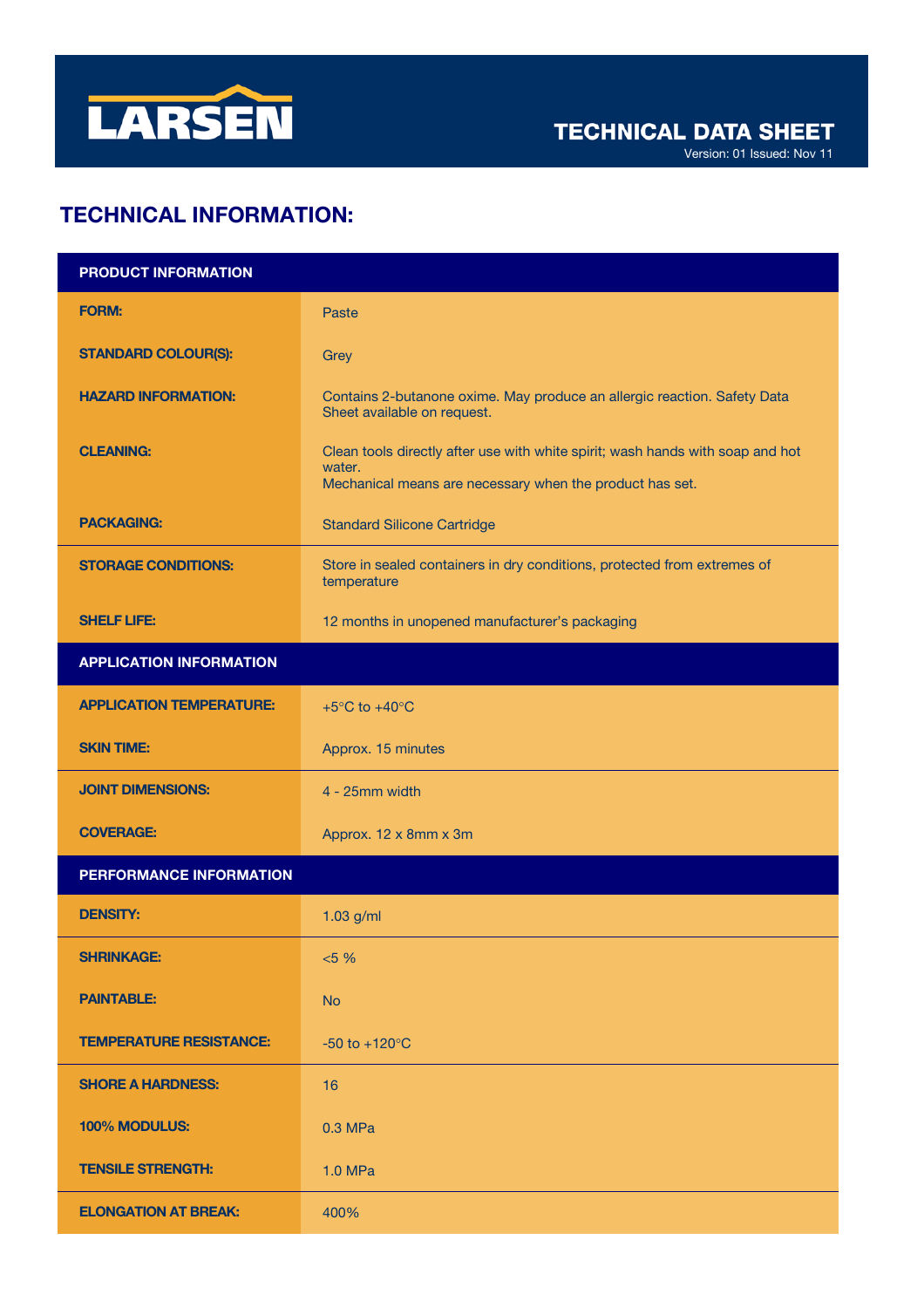LARSEN

**TECHNICAL DATA SHEET**

Version: 01 Issued: Nov 11

## TECHNICAL INFORMATION:

| PRODUCT INFORMATION | |
|---|---|
| **FORM:** | Paste |
| **STANDARD COLOUR(S):** | Grey |
| **HAZARD INFORMATION:** | Contains 2-butanone oxime. May produce an allergic reaction. Safety Data Sheet available on request. |
| **CLEANING:** | Clean tools directly after use with white spirit; wash hands with soap and hot water.<br>Mechanical means are necessary when the product has set. |
| **PACKAGING:** | Standard Silicone Cartridge |
| **STORAGE CONDITIONS:** | Store in sealed containers in dry conditions, protected from extremes of temperature |
| **SHELF LIFE:** | 12 months in unopened manufacturer's packaging |
| **APPLICATION INFORMATION** | |
| **APPLICATION TEMPERATURE:** | +5°C to +40°C |
| **SKIN TIME:** | Approx. 15 minutes |
| **JOINT DIMENSIONS:** | 4 - 25mm width |
| **COVERAGE:** | Approx. 12 x 8mm x 3m |
| **PERFORMANCE INFORMATION** | |
| **DENSITY:** | 1.03 g/ml |
| **SHRINKAGE:** | <5 % |
| **PAINTABLE:** | No |
| **TEMPERATURE RESISTANCE:** | -50 to +120°C |
| **SHORE A HARDNESS:** | 16 |
| **100% MODULUS:** | 0.3 MPa |
| **TENSILE STRENGTH:** | 1.0 MPa |
| **ELONGATION AT BREAK:** | 400% |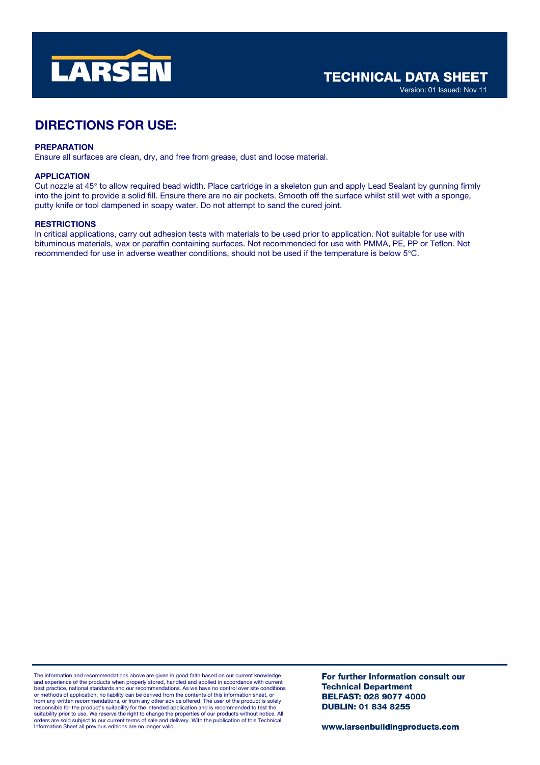LARSEN

TECHNICAL DATA SHEET

Version: 01 Issued: Nov 11

## DIRECTIONS FOR USE:

### PREPARATION

Ensure all surfaces are clean, dry, and free from grease, dust and loose material.

### APPLICATION

Cut nozzle at 45° to allow required bead width. Place cartridge in a skeleton gun and apply Lead Sealant by gunning firmly into the joint to provide a solid fill. Ensure there are no air pockets. Smooth off the surface whilst still wet with a sponge, putty knife or tool dampened in soapy water. Do not attempt to sand the cured joint.

### RESTRICTIONS

In critical applications, carry out adhesion tests with materials to be used prior to application. Not suitable for use with bituminous materials, wax or paraffin containing surfaces. Not recommended for use with PMMA, PE, PP or Teflon. Not recommended for use in adverse weather conditions, should not be used if the temperature is below 5°C.

The information and recommendations above are given in good faith based on our current knowledge and experience of the products when properly stored, handled and applied in accordance with current best practice, national standards and our recommendations. As we have no control over site conditions or methods of application, no liability can be derived from the contents of this information sheet, or from any written recommendations, or from any other advice offered. The user of the product is solely responsible for the product's suitability for the intended application and is recommended to test the suitability prior to use. We reserve the right to change the properties of our products without notice. All orders are sold subject to our current terms of sale and delivery. With the publication of this Technical Information Sheet all previous editions are no longer valid.

**For further information consult our Technical Department**
**BELFAST: 028 9077 4000**
**DUBLIN: 01 834 8255**

**www.larsenbuildingproducts.com**